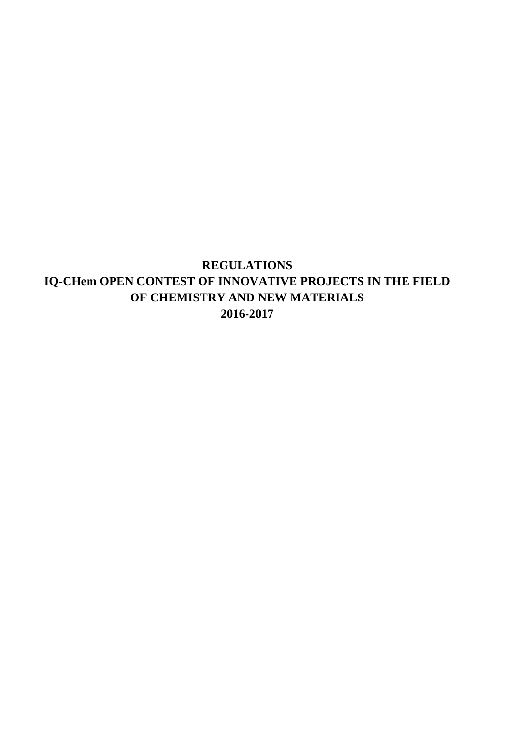# REGULATIONS
# IQ-CHem OPEN CONTEST OF INNOVATIVE PROJECTS IN THE FIELD OF CHEMISTRY AND NEW MATERIALS
# 2016-2017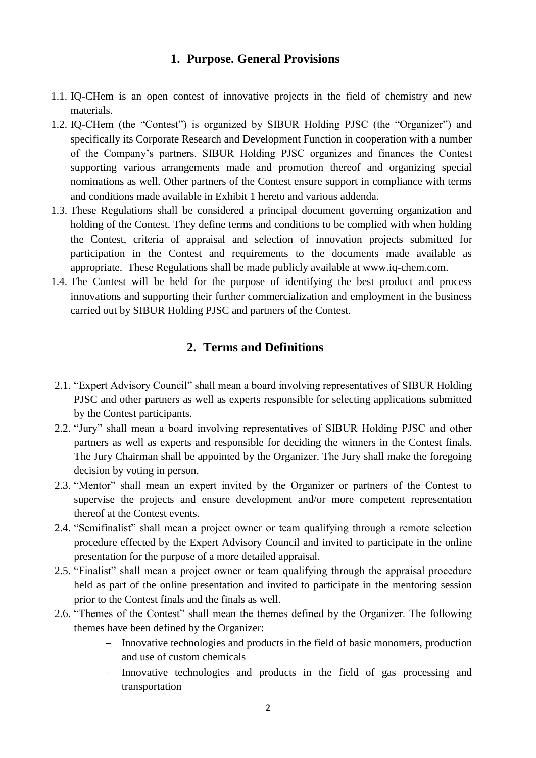## 1. Purpose. General Provisions

1.1. IQ-CHem is an open contest of innovative projects in the field of chemistry and new materials.

1.2. IQ-CHem (the "Contest") is organized by SIBUR Holding PJSC (the "Organizer") and specifically its Corporate Research and Development Function in cooperation with a number of the Company's partners. SIBUR Holding PJSC organizes and finances the Contest supporting various arrangements made and promotion thereof and organizing special nominations as well. Other partners of the Contest ensure support in compliance with terms and conditions made available in Exhibit 1 hereto and various addenda.

1.3. These Regulations shall be considered a principal document governing organization and holding of the Contest. They define terms and conditions to be complied with when holding the Contest, criteria of appraisal and selection of innovation projects submitted for participation in the Contest and requirements to the documents made available as appropriate. These Regulations shall be made publicly available at www.iq-chem.com.

1.4. The Contest will be held for the purpose of identifying the best product and process innovations and supporting their further commercialization and employment in the business carried out by SIBUR Holding PJSC and partners of the Contest.

## 2. Terms and Definitions

2.1. "Expert Advisory Council" shall mean a board involving representatives of SIBUR Holding PJSC and other partners as well as experts responsible for selecting applications submitted by the Contest participants.

2.2. "Jury" shall mean a board involving representatives of SIBUR Holding PJSC and other partners as well as experts and responsible for deciding the winners in the Contest finals. The Jury Chairman shall be appointed by the Organizer. The Jury shall make the foregoing decision by voting in person.

2.3. "Mentor" shall mean an expert invited by the Organizer or partners of the Contest to supervise the projects and ensure development and/or more competent representation thereof at the Contest events.

2.4. "Semifinalist" shall mean a project owner or team qualifying through a remote selection procedure effected by the Expert Advisory Council and invited to participate in the online presentation for the purpose of a more detailed appraisal.

2.5. "Finalist" shall mean a project owner or team qualifying through the appraisal procedure held as part of the online presentation and invited to participate in the mentoring session prior to the Contest finals and the finals as well.

2.6. "Themes of the Contest" shall mean the themes defined by the Organizer. The following themes have been defined by the Organizer:

- Innovative technologies and products in the field of basic monomers, production and use of custom chemicals
- Innovative technologies and products in the field of gas processing and transportation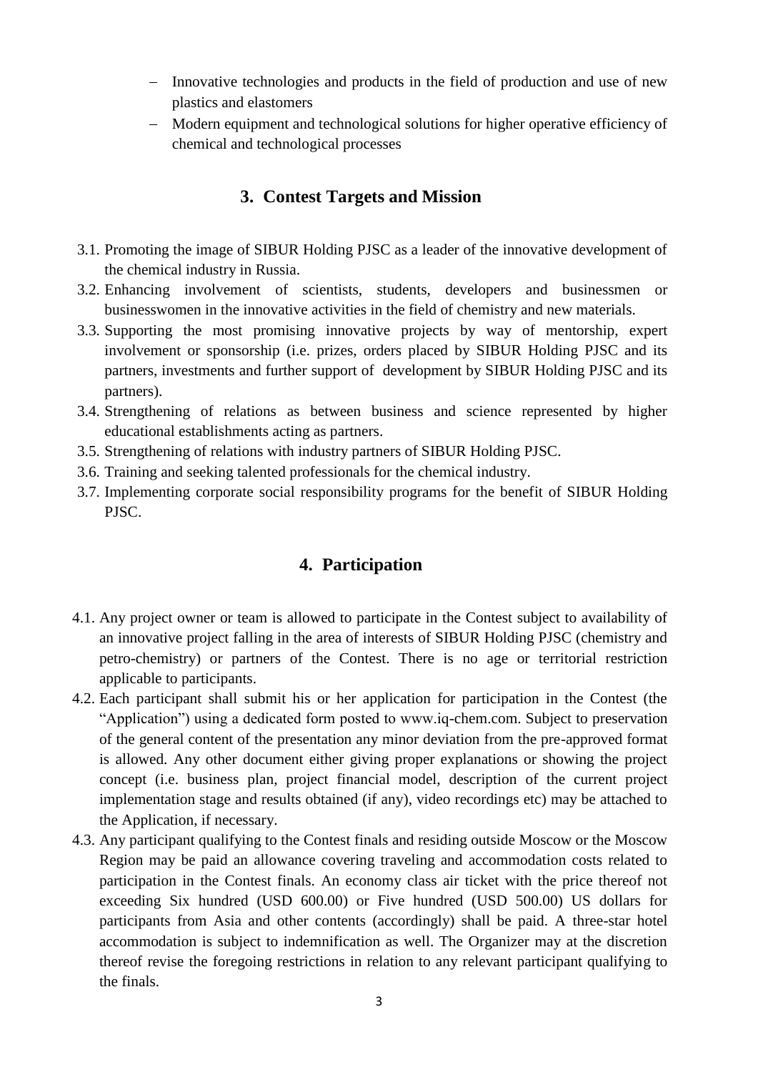- Innovative technologies and products in the field of production and use of new plastics and elastomers
- Modern equipment and technological solutions for higher operative efficiency of chemical and technological processes

## 3. Contest Targets and Mission

3.1. Promoting the image of SIBUR Holding PJSC as a leader of the innovative development of the chemical industry in Russia.

3.2. Enhancing involvement of scientists, students, developers and businessmen or businesswomen in the innovative activities in the field of chemistry and new materials.

3.3. Supporting the most promising innovative projects by way of mentorship, expert involvement or sponsorship (i.e. prizes, orders placed by SIBUR Holding PJSC and its partners, investments and further support of development by SIBUR Holding PJSC and its partners).

3.4. Strengthening of relations as between business and science represented by higher educational establishments acting as partners.

3.5. Strengthening of relations with industry partners of SIBUR Holding PJSC.

3.6. Training and seeking talented professionals for the chemical industry.

3.7. Implementing corporate social responsibility programs for the benefit of SIBUR Holding PJSC.

## 4. Participation

4.1. Any project owner or team is allowed to participate in the Contest subject to availability of an innovative project falling in the area of interests of SIBUR Holding PJSC (chemistry and petro-chemistry) or partners of the Contest. There is no age or territorial restriction applicable to participants.

4.2. Each participant shall submit his or her application for participation in the Contest (the "Application") using a dedicated form posted to www.iq-chem.com. Subject to preservation of the general content of the presentation any minor deviation from the pre-approved format is allowed. Any other document either giving proper explanations or showing the project concept (i.e. business plan, project financial model, description of the current project implementation stage and results obtained (if any), video recordings etc) may be attached to the Application, if necessary.

4.3. Any participant qualifying to the Contest finals and residing outside Moscow or the Moscow Region may be paid an allowance covering traveling and accommodation costs related to participation in the Contest finals. An economy class air ticket with the price thereof not exceeding Six hundred (USD 600.00) or Five hundred (USD 500.00) US dollars for participants from Asia and other contents (accordingly) shall be paid. A three-star hotel accommodation is subject to indemnification as well. The Organizer may at the discretion thereof revise the foregoing restrictions in relation to any relevant participant qualifying to the finals.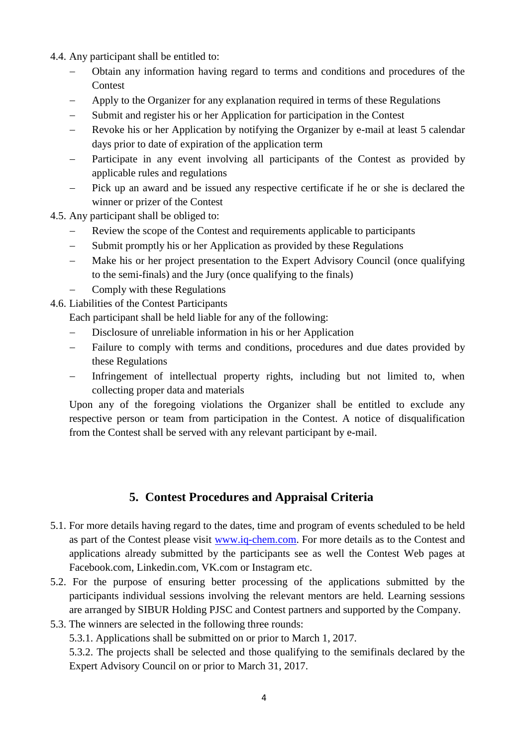4.4. Any participant shall be entitled to:

- Obtain any information having regard to terms and conditions and procedures of the Contest
- Apply to the Organizer for any explanation required in terms of these Regulations
- Submit and register his or her Application for participation in the Contest
- Revoke his or her Application by notifying the Organizer by e-mail at least 5 calendar days prior to date of expiration of the application term
- Participate in any event involving all participants of the Contest as provided by applicable rules and regulations
- Pick up an award and be issued any respective certificate if he or she is declared the winner or prizer of the Contest

4.5. Any participant shall be obliged to:

- Review the scope of the Contest and requirements applicable to participants
- Submit promptly his or her Application as provided by these Regulations
- Make his or her project presentation to the Expert Advisory Council (once qualifying to the semi-finals) and the Jury (once qualifying to the finals)
- Comply with these Regulations

4.6. Liabilities of the Contest Participants

Each participant shall be held liable for any of the following:

- Disclosure of unreliable information in his or her Application
- Failure to comply with terms and conditions, procedures and due dates provided by these Regulations
- Infringement of intellectual property rights, including but not limited to, when collecting proper data and materials

Upon any of the foregoing violations the Organizer shall be entitled to exclude any respective person or team from participation in the Contest. A notice of disqualification from the Contest shall be served with any relevant participant by e-mail.

## 5. Contest Procedures and Appraisal Criteria

5.1. For more details having regard to the dates, time and program of events scheduled to be held as part of the Contest please visit www.iq-chem.com. For more details as to the Contest and applications already submitted by the participants see as well the Contest Web pages at Facebook.com, Linkedin.com, VK.com or Instagram etc.

5.2. For the purpose of ensuring better processing of the applications submitted by the participants individual sessions involving the relevant mentors are held. Learning sessions are arranged by SIBUR Holding PJSC and Contest partners and supported by the Company.

5.3. The winners are selected in the following three rounds:

5.3.1. Applications shall be submitted on or prior to March 1, 2017.

5.3.2. The projects shall be selected and those qualifying to the semifinals declared by the Expert Advisory Council on or prior to March 31, 2017.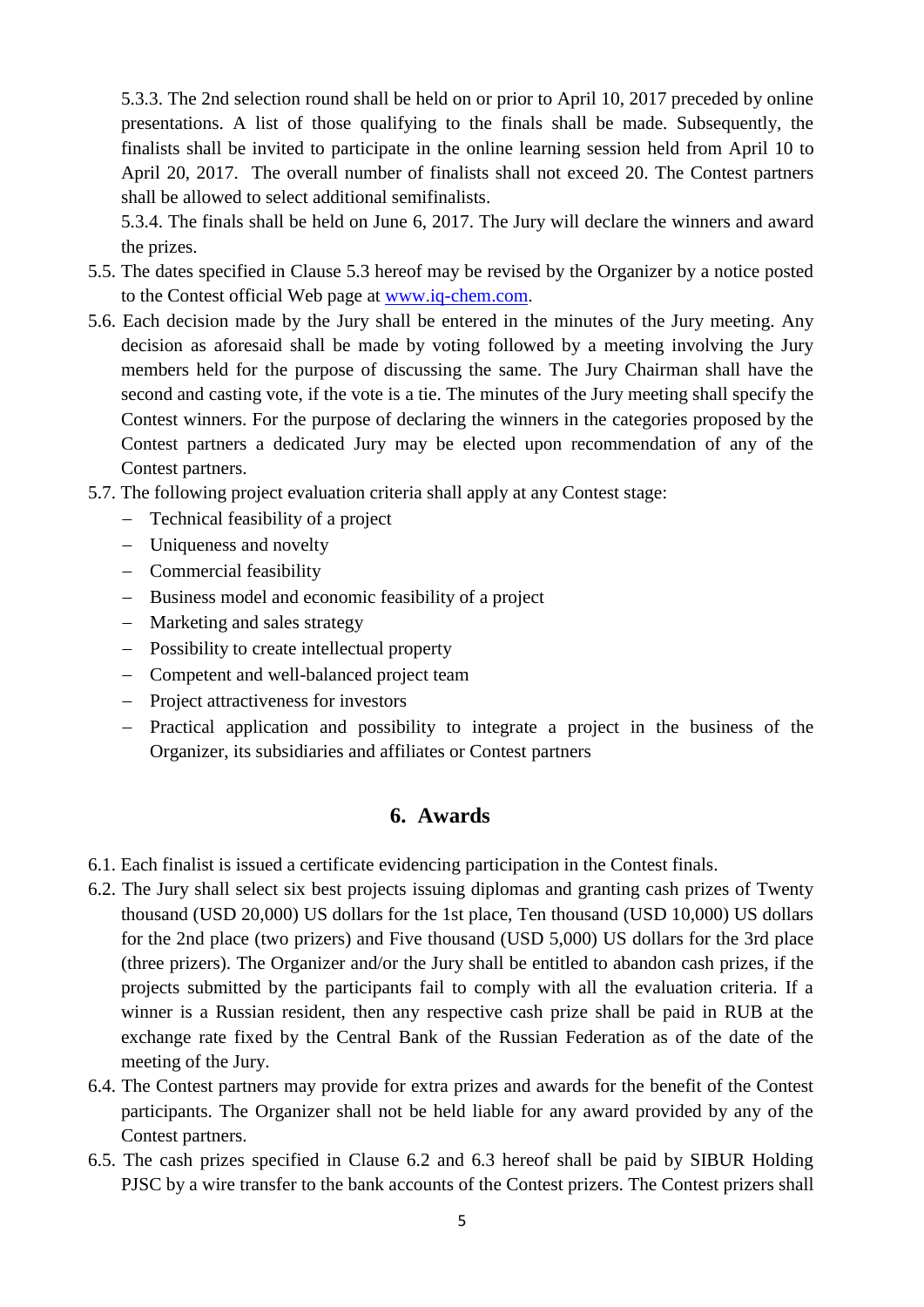5.3.3. The 2nd selection round shall be held on or prior to April 10, 2017 preceded by online presentations. A list of those qualifying to the finals shall be made. Subsequently, the finalists shall be invited to participate in the online learning session held from April 10 to April 20, 2017. The overall number of finalists shall not exceed 20. The Contest partners shall be allowed to select additional semifinalists.

5.3.4. The finals shall be held on June 6, 2017. The Jury will declare the winners and award the prizes.

5.5. The dates specified in Clause 5.3 hereof may be revised by the Organizer by a notice posted to the Contest official Web page at [www.iq-chem.com](http://www.iq-chem.com).

5.6. Each decision made by the Jury shall be entered in the minutes of the Jury meeting. Any decision as aforesaid shall be made by voting followed by a meeting involving the Jury members held for the purpose of discussing the same. The Jury Chairman shall have the second and casting vote, if the vote is a tie. The minutes of the Jury meeting shall specify the Contest winners. For the purpose of declaring the winners in the categories proposed by the Contest partners a dedicated Jury may be elected upon recommendation of any of the Contest partners.

5.7. The following project evaluation criteria shall apply at any Contest stage:

- Technical feasibility of a project
- Uniqueness and novelty
- Commercial feasibility
- Business model and economic feasibility of a project
- Marketing and sales strategy
- Possibility to create intellectual property
- Competent and well-balanced project team
- Project attractiveness for investors
- Practical application and possibility to integrate a project in the business of the Organizer, its subsidiaries and affiliates or Contest partners

## 6. Awards

6.1. Each finalist is issued a certificate evidencing participation in the Contest finals.

6.2. The Jury shall select six best projects issuing diplomas and granting cash prizes of Twenty thousand (USD 20,000) US dollars for the 1st place, Ten thousand (USD 10,000) US dollars for the 2nd place (two prizers) and Five thousand (USD 5,000) US dollars for the 3rd place (three prizers). The Organizer and/or the Jury shall be entitled to abandon cash prizes, if the projects submitted by the participants fail to comply with all the evaluation criteria. If a winner is a Russian resident, then any respective cash prize shall be paid in RUB at the exchange rate fixed by the Central Bank of the Russian Federation as of the date of the meeting of the Jury.

6.4. The Contest partners may provide for extra prizes and awards for the benefit of the Contest participants. The Organizer shall not be held liable for any award provided by any of the Contest partners.

6.5. The cash prizes specified in Clause 6.2 and 6.3 hereof shall be paid by SIBUR Holding PJSC by a wire transfer to the bank accounts of the Contest prizers. The Contest prizers shall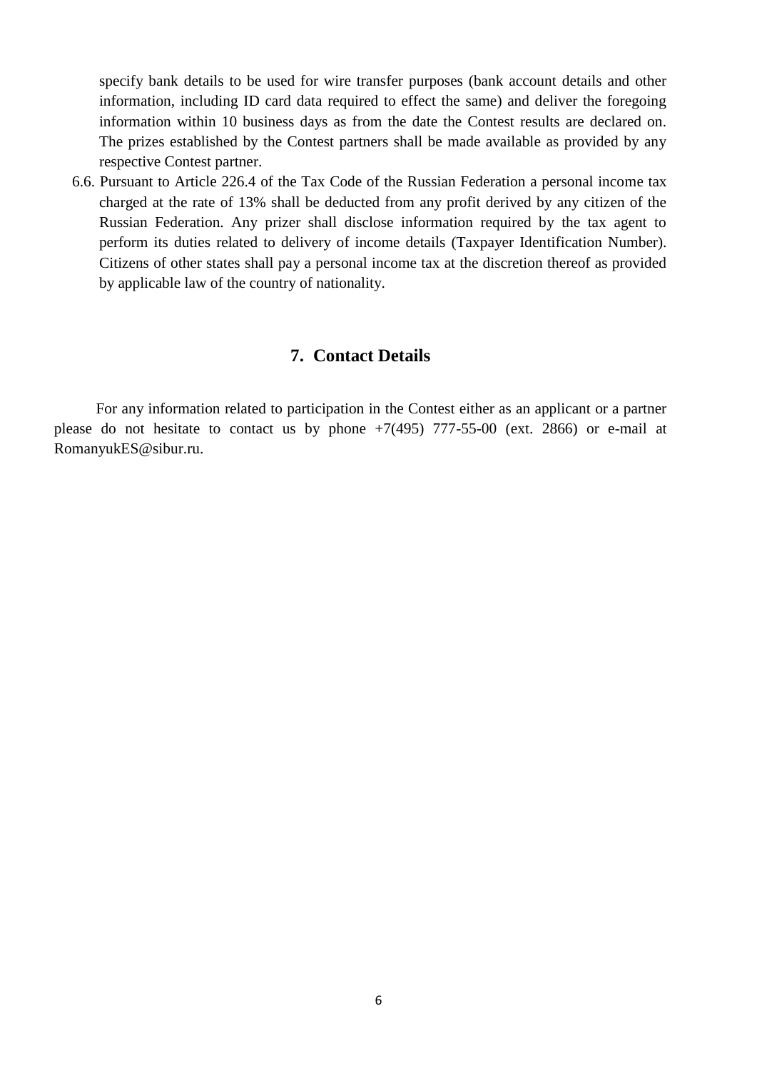specify bank details to be used for wire transfer purposes (bank account details and other information, including ID card data required to effect the same) and deliver the foregoing information within 10 business days as from the date the Contest results are declared on. The prizes established by the Contest partners shall be made available as provided by any respective Contest partner.

6.6. Pursuant to Article 226.4 of the Tax Code of the Russian Federation a personal income tax charged at the rate of 13% shall be deducted from any profit derived by any citizen of the Russian Federation. Any prizer shall disclose information required by the tax agent to perform its duties related to delivery of income details (Taxpayer Identification Number). Citizens of other states shall pay a personal income tax at the discretion thereof as provided by applicable law of the country of nationality.

## 7. Contact Details

For any information related to participation in the Contest either as an applicant or a partner please do not hesitate to contact us by phone +7(495) 777-55-00 (ext. 2866) or e-mail at RomanyukES@sibur.ru.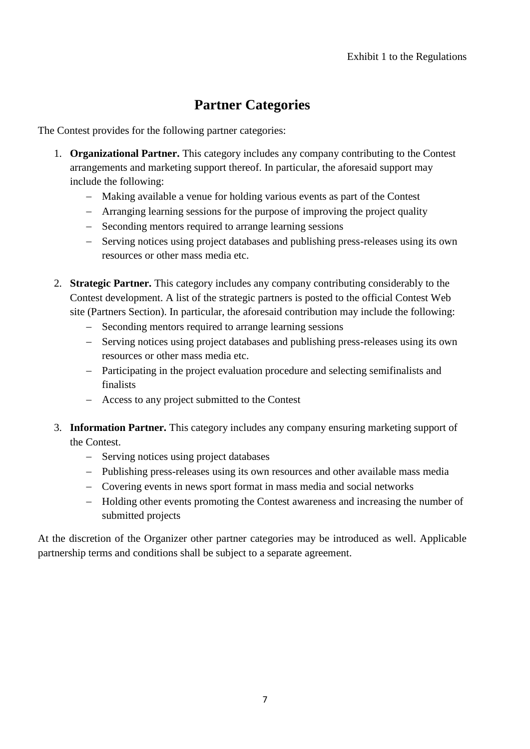Exhibit 1 to the Regulations

# Partner Categories

The Contest provides for the following partner categories:

1. **Organizational Partner.** This category includes any company contributing to the Contest arrangements and marketing support thereof. In particular, the aforesaid support may include the following:
   - Making available a venue for holding various events as part of the Contest
   - Arranging learning sessions for the purpose of improving the project quality
   - Seconding mentors required to arrange learning sessions
   - Serving notices using project databases and publishing press-releases using its own resources or other mass media etc.

2. **Strategic Partner.** This category includes any company contributing considerably to the Contest development. A list of the strategic partners is posted to the official Contest Web site (Partners Section). In particular, the aforesaid contribution may include the following:
   - Seconding mentors required to arrange learning sessions
   - Serving notices using project databases and publishing press-releases using its own resources or other mass media etc.
   - Participating in the project evaluation procedure and selecting semifinalists and finalists
   - Access to any project submitted to the Contest

3. **Information Partner.** This category includes any company ensuring marketing support of the Contest.
   - Serving notices using project databases
   - Publishing press-releases using its own resources and other available mass media
   - Covering events in news sport format in mass media and social networks
   - Holding other events promoting the Contest awareness and increasing the number of submitted projects

At the discretion of the Organizer other partner categories may be introduced as well. Applicable partnership terms and conditions shall be subject to a separate agreement.